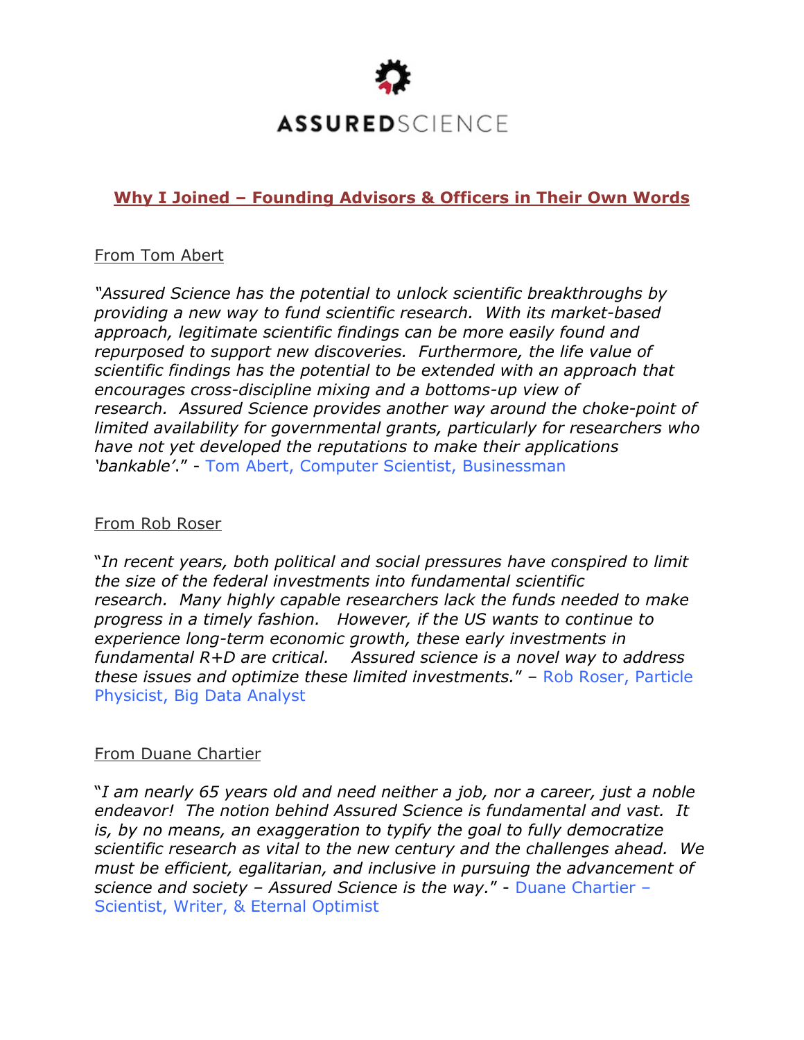ASSUREDSCIENCE

## Why I Joined – Founding Advisors & Officers in Their Own Words

From Tom Abert

*"Assured Science has the potential to unlock scientific breakthroughs by providing a new way to fund scientific research. With its market-based approach, legitimate scientific findings can be more easily found and repurposed to support new discoveries. Furthermore, the life value of scientific findings has the potential to be extended with an approach that encourages cross-discipline mixing and a bottoms-up view of research. Assured Science provides another way around the choke-point of limited availability for governmental grants, particularly for researchers who have not yet developed the reputations to make their applications 'bankable'."* - Tom Abert, Computer Scientist, Businessman

From Rob Roser

"*In recent years, both political and social pressures have conspired to limit the size of the federal investments into fundamental scientific research. Many highly capable researchers lack the funds needed to make progress in a timely fashion. However, if the US wants to continue to experience long-term economic growth, these early investments in fundamental R+D are critical. Assured science is a novel way to address these issues and optimize these limited investments.*" – Rob Roser, Particle Physicist, Big Data Analyst

From Duane Chartier

"*I am nearly 65 years old and need neither a job, nor a career, just a noble endeavor! The notion behind Assured Science is fundamental and vast. It is, by no means, an exaggeration to typify the goal to fully democratize scientific research as vital to the new century and the challenges ahead. We must be efficient, egalitarian, and inclusive in pursuing the advancement of science and society – Assured Science is the way.*" - Duane Chartier – Scientist, Writer, & Eternal Optimist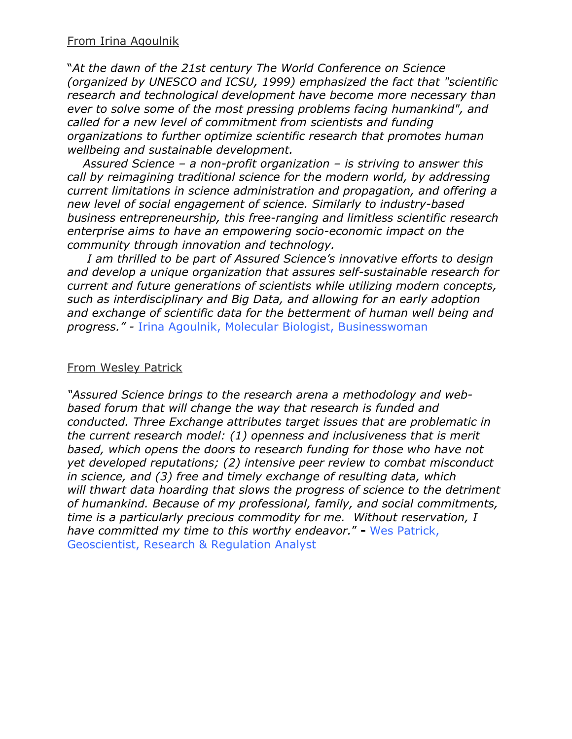From Irina Agoulnik

*"At the dawn of the 21st century The World Conference on Science (organized by UNESCO and ICSU, 1999) emphasized the fact that "scientific research and technological development have become more necessary than ever to solve some of the most pressing problems facing humankind", and called for a new level of commitment from scientists and funding organizations to further optimize scientific research that promotes human wellbeing and sustainable development.*

*Assured Science – a non-profit organization – is striving to answer this call by reimagining traditional science for the modern world, by addressing current limitations in science administration and propagation, and offering a new level of social engagement of science. Similarly to industry-based business entrepreneurship, this free-ranging and limitless scientific research enterprise aims to have an empowering socio-economic impact on the community through innovation and technology.*

*I am thrilled to be part of Assured Science's innovative efforts to design and develop a unique organization that assures self-sustainable research for current and future generations of scientists while utilizing modern concepts, such as interdisciplinary and Big Data, and allowing for an early adoption and exchange of scientific data for the betterment of human well being and progress."* - Irina Agoulnik, Molecular Biologist, Businesswoman

From Wesley Patrick

*"Assured Science brings to the research arena a methodology and web-based forum that will change the way that research is funded and conducted. Three Exchange attributes target issues that are problematic in the current research model: (1) openness and inclusiveness that is merit based, which opens the doors to research funding for those who have not yet developed reputations; (2) intensive peer review to combat misconduct in science, and (3) free and timely exchange of resulting data, which will thwart data hoarding that slows the progress of science to the detriment of humankind. Because of my professional, family, and social commitments, time is a particularly precious commodity for me. Without reservation, I have committed my time to this worthy endeavor."* **-** Wes Patrick, Geoscientist, Research & Regulation Analyst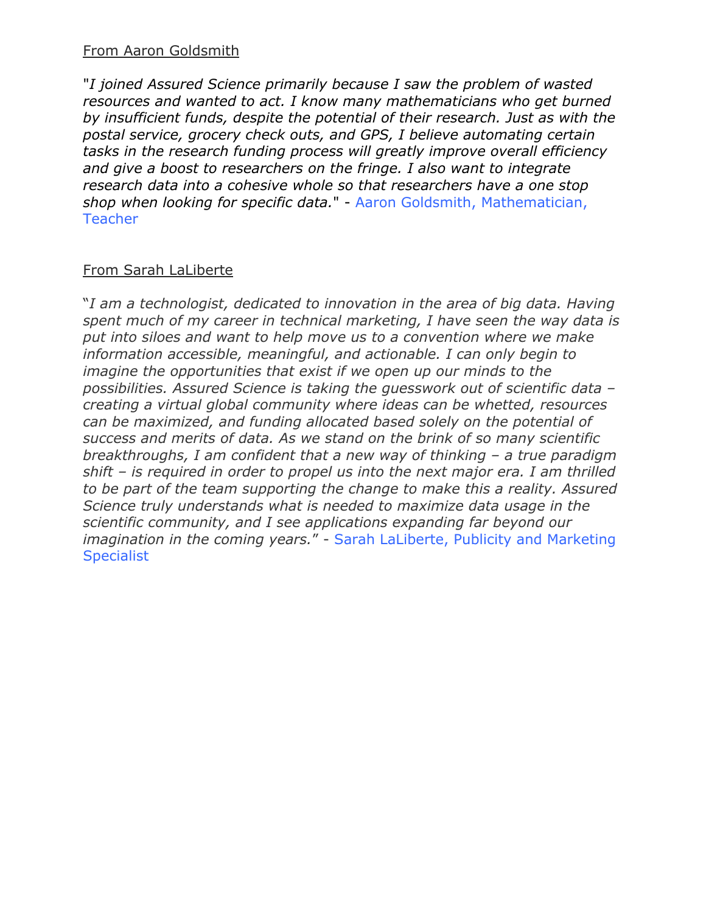From Aaron Goldsmith

"*I joined Assured Science primarily because I saw the problem of wasted resources and wanted to act. I know many mathematicians who get burned by insufficient funds, despite the potential of their research. Just as with the postal service, grocery check outs, and GPS, I believe automating certain tasks in the research funding process will greatly improve overall efficiency and give a boost to researchers on the fringe. I also want to integrate research data into a cohesive whole so that researchers have a one stop shop when looking for specific data.*" - Aaron Goldsmith, Mathematician, Teacher

From Sarah LaLiberte

"*I am a technologist, dedicated to innovation in the area of big data. Having spent much of my career in technical marketing, I have seen the way data is put into siloes and want to help move us to a convention where we make information accessible, meaningful, and actionable. I can only begin to imagine the opportunities that exist if we open up our minds to the possibilities. Assured Science is taking the guesswork out of scientific data – creating a virtual global community where ideas can be whetted, resources can be maximized, and funding allocated based solely on the potential of success and merits of data. As we stand on the brink of so many scientific breakthroughs, I am confident that a new way of thinking – a true paradigm shift – is required in order to propel us into the next major era. I am thrilled to be part of the team supporting the change to make this a reality. Assured Science truly understands what is needed to maximize data usage in the scientific community, and I see applications expanding far beyond our imagination in the coming years.*" - Sarah LaLiberte, Publicity and Marketing Specialist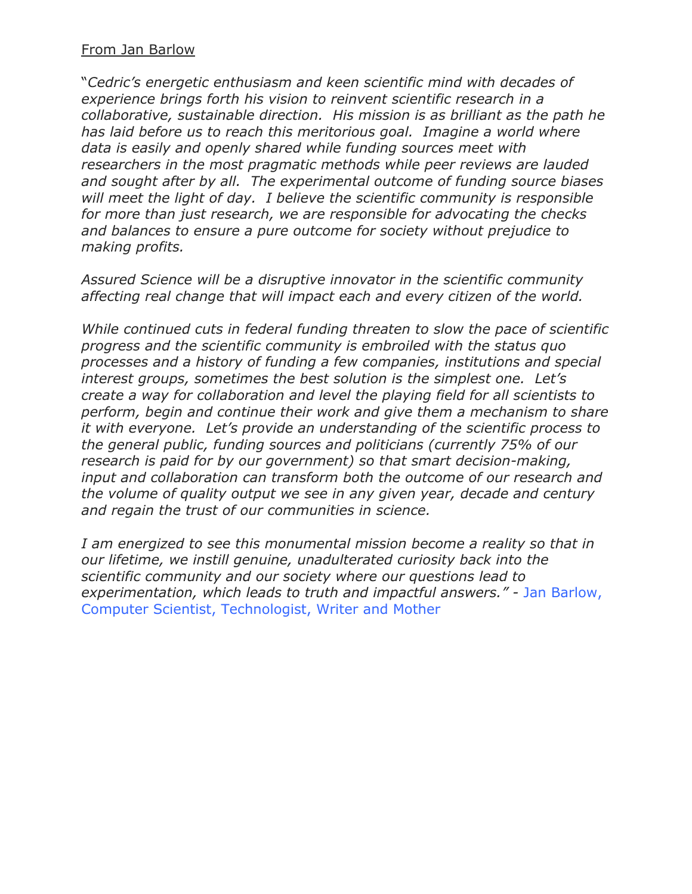<u>From Jan Barlow</u>

"*Cedric's energetic enthusiasm and keen scientific mind with decades of experience brings forth his vision to reinvent scientific research in a collaborative, sustainable direction. His mission is as brilliant as the path he has laid before us to reach this meritorious goal. Imagine a world where data is easily and openly shared while funding sources meet with researchers in the most pragmatic methods while peer reviews are lauded and sought after by all. The experimental outcome of funding source biases will meet the light of day. I believe the scientific community is responsible for more than just research, we are responsible for advocating the checks and balances to ensure a pure outcome for society without prejudice to making profits.*

*Assured Science will be a disruptive innovator in the scientific community affecting real change that will impact each and every citizen of the world.*

*While continued cuts in federal funding threaten to slow the pace of scientific progress and the scientific community is embroiled with the status quo processes and a history of funding a few companies, institutions and special interest groups, sometimes the best solution is the simplest one. Let's create a way for collaboration and level the playing field for all scientists to perform, begin and continue their work and give them a mechanism to share it with everyone. Let's provide an understanding of the scientific process to the general public, funding sources and politicians (currently 75% of our research is paid for by our government) so that smart decision-making, input and collaboration can transform both the outcome of our research and the volume of quality output we see in any given year, decade and century and regain the trust of our communities in science.*

*I am energized to see this monumental mission become a reality so that in our lifetime, we instill genuine, unadulterated curiosity back into the scientific community and our society where our questions lead to experimentation, which leads to truth and impactful answers."* - Jan Barlow, Computer Scientist, Technologist, Writer and Mother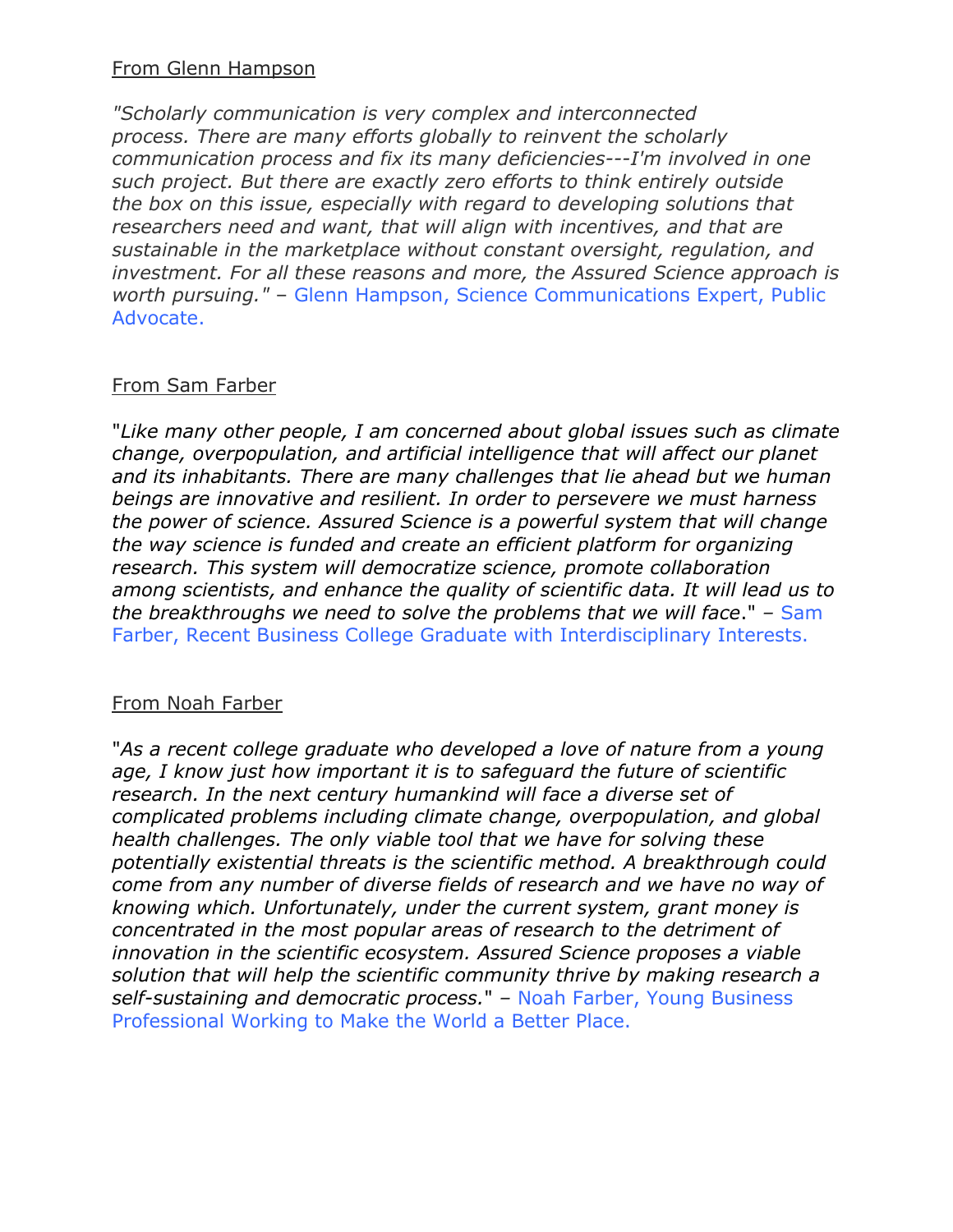From Glenn Hampson

*"Scholarly communication is very complex and interconnected process. There are many efforts globally to reinvent the scholarly communication process and fix its many deficiencies---I'm involved in one such project. But there are exactly zero efforts to think entirely outside the box on this issue, especially with regard to developing solutions that researchers need and want, that will align with incentives, and that are sustainable in the marketplace without constant oversight, regulation, and investment. For all these reasons and more, the Assured Science approach is worth pursuing."* – Glenn Hampson, Science Communications Expert, Public Advocate.

From Sam Farber

"*Like many other people, I am concerned about global issues such as climate change, overpopulation, and artificial intelligence that will affect our planet and its inhabitants. There are many challenges that lie ahead but we human beings are innovative and resilient. In order to persevere we must harness the power of science. Assured Science is a powerful system that will change the way science is funded and create an efficient platform for organizing research. This system will democratize science, promote collaboration among scientists, and enhance the quality of scientific data. It will lead us to the breakthroughs we need to solve the problems that we will face*." – Sam Farber, Recent Business College Graduate with Interdisciplinary Interests.

From Noah Farber

"*As a recent college graduate who developed a love of nature from a young age, I know just how important it is to safeguard the future of scientific research. In the next century humankind will face a diverse set of complicated problems including climate change, overpopulation, and global health challenges. The only viable tool that we have for solving these potentially existential threats is the scientific method. A breakthrough could come from any number of diverse fields of research and we have no way of knowing which. Unfortunately, under the current system, grant money is concentrated in the most popular areas of research to the detriment of innovation in the scientific ecosystem. Assured Science proposes a viable solution that will help the scientific community thrive by making research a self-sustaining and democratic process.*" – Noah Farber, Young Business Professional Working to Make the World a Better Place.